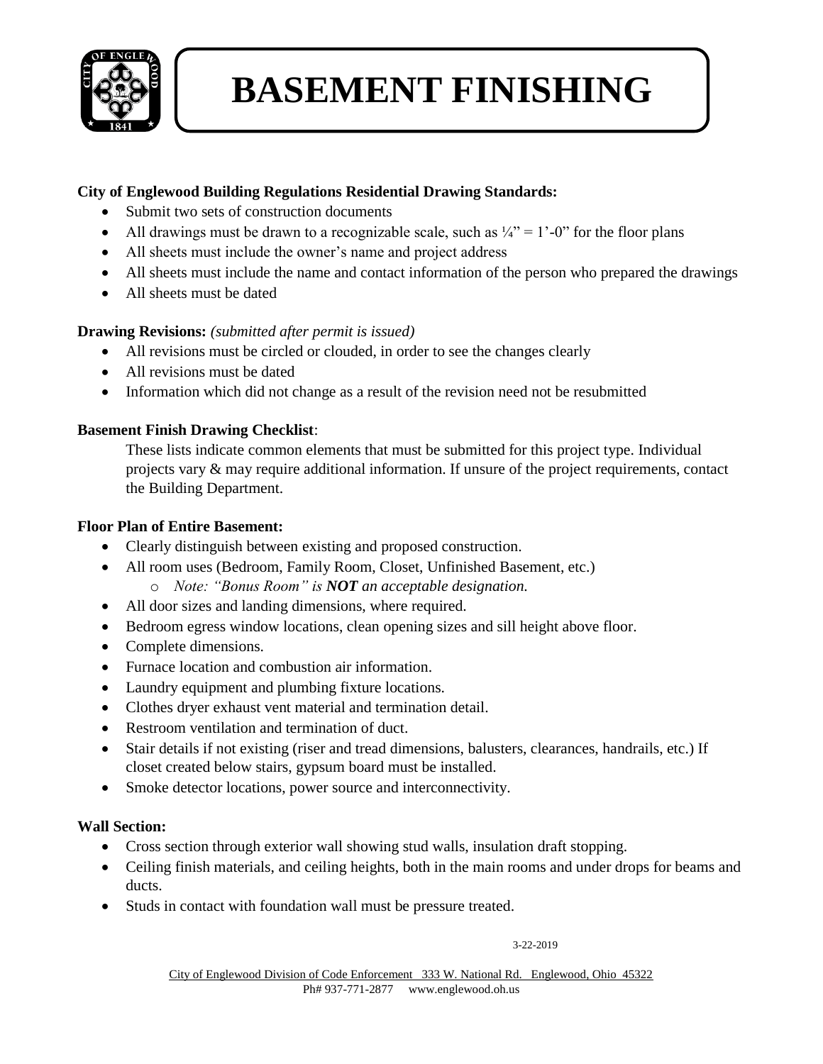# BASEMENT FINISHING

**City of Englewood Building Regulations Residential Drawing Standards:**

- Submit two sets of construction documents
- All drawings must be drawn to a recognizable scale, such as ¼" = 1'-0" for the floor plans
- All sheets must include the owner's name and project address
- All sheets must include the name and contact information of the person who prepared the drawings
- All sheets must be dated

**Drawing Revisions:** *(submitted after permit is issued)*

- All revisions must be circled or clouded, in order to see the changes clearly
- All revisions must be dated
- Information which did not change as a result of the revision need not be resubmitted

**Basement Finish Drawing Checklist**:

These lists indicate common elements that must be submitted for this project type. Individual projects vary & may require additional information. If unsure of the project requirements, contact the Building Department.

**Floor Plan of Entire Basement:**

- Clearly distinguish between existing and proposed construction.
- All room uses (Bedroom, Family Room, Closet, Unfinished Basement, etc.)
  - *Note: "Bonus Room" is **NOT** an acceptable designation.*
- All door sizes and landing dimensions, where required.
- Bedroom egress window locations, clean opening sizes and sill height above floor.
- Complete dimensions.
- Furnace location and combustion air information.
- Laundry equipment and plumbing fixture locations.
- Clothes dryer exhaust vent material and termination detail.
- Restroom ventilation and termination of duct.
- Stair details if not existing (riser and tread dimensions, balusters, clearances, handrails, etc.) If closet created below stairs, gypsum board must be installed.
- Smoke detector locations, power source and interconnectivity.

**Wall Section:**

- Cross section through exterior wall showing stud walls, insulation draft stopping.
- Ceiling finish materials, and ceiling heights, both in the main rooms and under drops for beams and ducts.
- Studs in contact with foundation wall must be pressure treated.

3-22-2019

City of Englewood Division of Code Enforcement 333 W. National Rd. Englewood, Ohio 45322
Ph# 937-771-2877 www.englewood.oh.us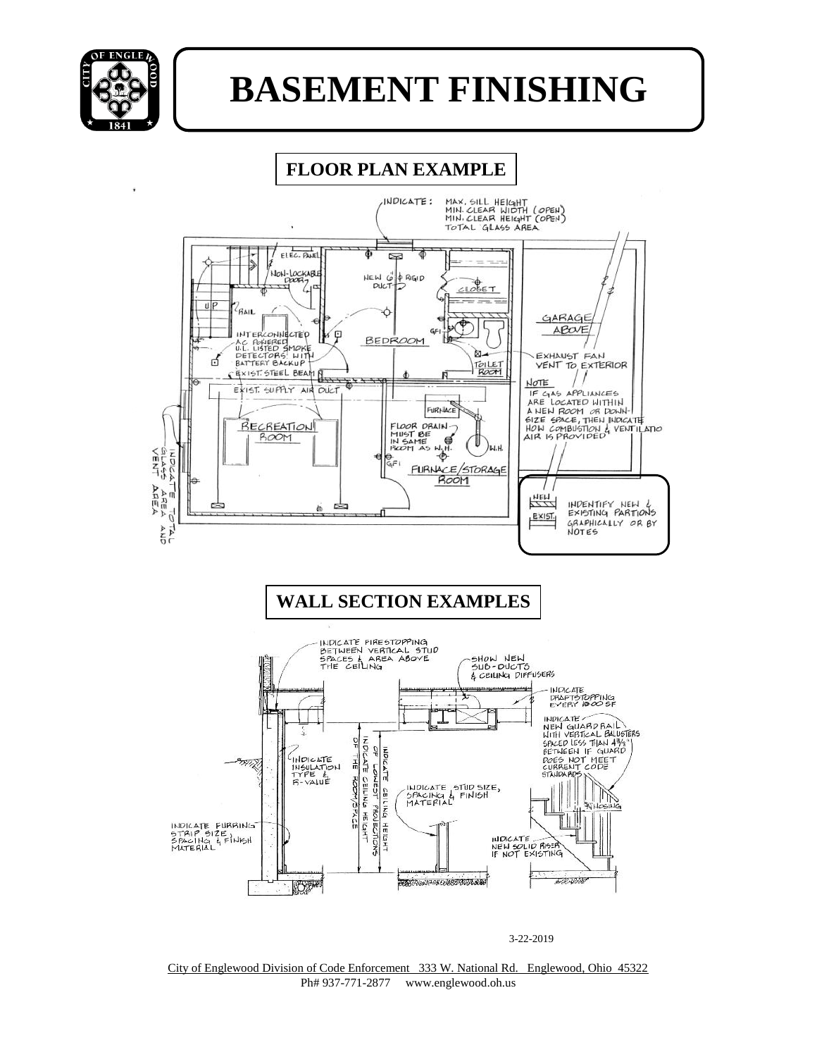# BASEMENT FINISHING

## FLOOR PLAN EXAMPLE

INDICATE: MAX. SILL HEIGHT
MIN. CLEAR WIDTH (OPEN)
MIN. CLEAR HEIGHT (OPEN)
TOTAL GLASS AREA

ELEC. PANEL

NON-LOCKABLE DOOR

NEW 6" Ø RIGID DUCT

CLOSET

UP

RAIL

INTERCONNECTED AC POWERED U.L. LISTED SMOKE DETECTORS WITH BATTERY BACKUP

BEDROOM

GFI

GARAGE ABOVE

EXHAUST FAN VENT TO EXTERIOR

TOILET ROOM

EXIST. STEEL BEAM

EXIST. SUPPLY AIR DUCT

NOTE
IF GAS APPLIANCES ARE LOCATED WITHIN A NEW ROOM OR DOWN-SIZE SPACE, THEN INDICATE HOW COMBUSTION & VENTILATIO AIR IS PROVIDED

FURNACE

RECREATION ROOM

FLOOR DRAIN MUST BE IN SAME ROOM AS W.H.

W.H.

GFI

FURNACE/STORAGE ROOM

INDICATE TOTAL GLASS AREA AND VENT AREA

NEW

EXIST.

INDENTIFY NEW & EXISTING PARTIONS GRAPHICALLY OR BY NOTES

## WALL SECTION EXAMPLES

INDICATE FIRESTOPPING BETWEEN VERTICAL STUD SPACES & AREA ABOVE THE CEILING

SHOW NEW SUB-DUCTS & CEILING DIFFUSERS

INDICATE DRAFTSTOPPING EVERY 1000 SF

INDICATE NEW GUARDRAIL WITH VERTICAL BALUSTERS SPACED LESS THAN 4 3/8" BETWEEN IF GUARD DOES NOT MEET CURRENT CODE STANDARDS

INDICATE INSULATION TYPE & R-VALUE

INDICATE CEILING HEIGHT OF THE ROOM/SPACE

INDICATE CEILING HEIGHT OF LOWEST PROJECTIONS

INDICATE STUD SIZE, SPACING & FINISH MATERIAL

3/4" NOSING

INDICATE FURRING STRIP SIZE, SPACING & FINISH MATERIAL

INDICATE NEW SOLID RISER IF NOT EXISTING

3-22-2019

City of Englewood Division of Code Enforcement 333 W. National Rd. Englewood, Ohio 45322
Ph# 937-771-2877 www.englewood.oh.us